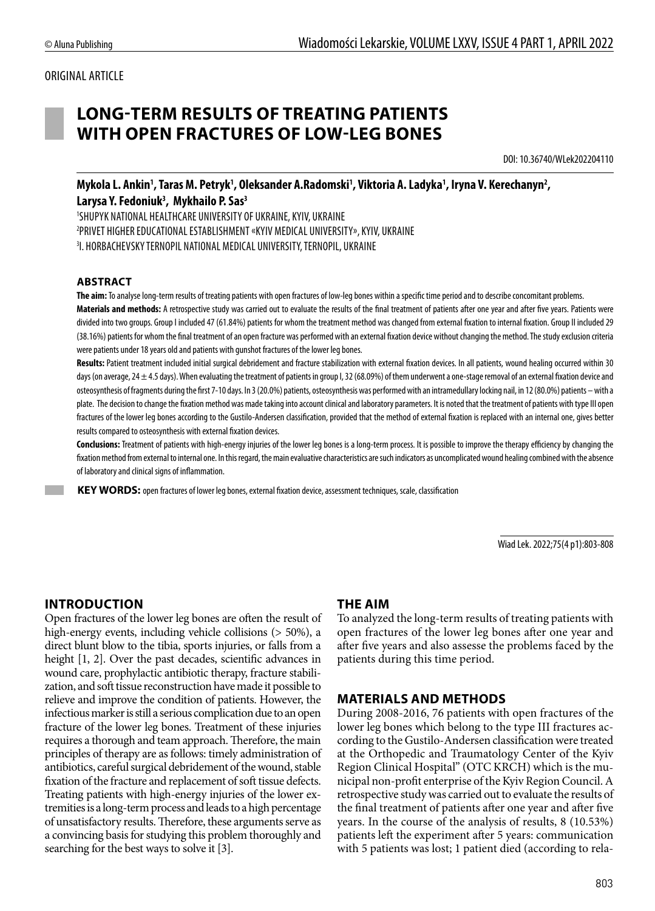ORIGINAL ARTICLE

# LONG-TERM RESULTS OF TREATING PATIENTS WITH OPEN FRACTURES OF LOW-LEG BONES

DOI: 10.36740/WLek202204110

**Mykola L. Ankin[1], Taras M. Petryk[1], Oleksander A.Radomski[1], Viktoria A. Ladyka[1], Iryna V. Kerechanyn[2], Larysa Y. Fedoniuk[3], Mykhailo P. Sas[3]**

[1]SHUPYK NATIONAL HEALTHCARE UNIVERSITY OF UKRAINE, KYIV, UKRAINE
[2]PRIVET HIGHER EDUCATIONAL ESTABLISHMENT «KYIV MEDICAL UNIVERSITY», KYIV, UKRAINE
[3]I. HORBACHEVSKY TERNOPIL NATIONAL MEDICAL UNIVERSITY, TERNOPIL, UKRAINE

## ABSTRACT

**The aim:** To analyse long-term results of treating patients with open fractures of low-leg bones within a specific time period and to describe concomitant problems.

**Materials and methods:** A retrospective study was carried out to evaluate the results of the final treatment of patients after one year and after five years. Patients were divided into two groups. Group I included 47 (61.84%) patients for whom the treatment method was changed from external fixation to internal fixation. Group II included 29 (38.16%) patients for whom the final treatment of an open fracture was performed with an external fixation device without changing the method. The study exclusion criteria were patients under 18 years old and patients with gunshot fractures of the lower leg bones.

**Results:** Patient treatment included initial surgical debridement and fracture stabilization with external fixation devices. In all patients, wound healing occurred within 30 days (on average, 24 ± 4.5 days). When evaluating the treatment of patients in group I, 32 (68.09%) of them underwent a one-stage removal of an external fixation device and osteosynthesis of fragments during the first 7-10 days. In 3 (20.0%) patients, osteosynthesis was performed with an intramedullary locking nail, in 12 (80.0%) patients – with a plate. The decision to change the fixation method was made taking into account clinical and laboratory parameters. It is noted that the treatment of patients with type III open fractures of the lower leg bones according to the Gustilo-Andersen classification, provided that the method of external fixation is replaced with an internal one, gives better results compared to osteosynthesis with external fixation devices.

**Conclusions:** Treatment of patients with high-energy injuries of the lower leg bones is a long-term process. It is possible to improve the therapy efficiency by changing the fixation method from external to internal one. In this regard, the main evaluative characteristics are such indicators as uncomplicated wound healing combined with the absence of laboratory and clinical signs of inflammation.

**KEY WORDS:** open fractures of lower leg bones, external fixation device, assessment techniques, scale, classification

Wiad Lek. 2022;75(4 p1):803-808

## INTRODUCTION

Open fractures of the lower leg bones are often the result of high-energy events, including vehicle collisions (> 50%), a direct blunt blow to the tibia, sports injuries, or falls from a height [1, 2]. Over the past decades, scientific advances in wound care, prophylactic antibiotic therapy, fracture stabilization, and soft tissue reconstruction have made it possible to relieve and improve the condition of patients. However, the infectious marker is still a serious complication due to an open fracture of the lower leg bones. Treatment of these injuries requires a thorough and team approach. Therefore, the main principles of therapy are as follows: timely administration of antibiotics, careful surgical debridement of the wound, stable fixation of the fracture and replacement of soft tissue defects. Treating patients with high-energy injuries of the lower extremities is a long-term process and leads to a high percentage of unsatisfactory results. Therefore, these arguments serve as a convincing basis for studying this problem thoroughly and searching for the best ways to solve it [3].

## THE AIM

To analyzed the long-term results of treating patients with open fractures of the lower leg bones after one year and after five years and also assesse the problems faced by the patients during this time period.

## MATERIALS AND METHODS

During 2008-2016, 76 patients with open fractures of the lower leg bones which belong to the type III fractures according to the Gustilo-Andersen classification were treated at the Orthopedic and Traumatology Center of the Kyiv Region Clinical Hospital" (OTC KRCH) which is the municipal non-profit enterprise of the Kyiv Region Council. A retrospective study was carried out to evaluate the results of the final treatment of patients after one year and after five years. In the course of the analysis of results, 8 (10.53%) patients left the experiment after 5 years: communication with 5 patients was lost; 1 patient died (according to rela-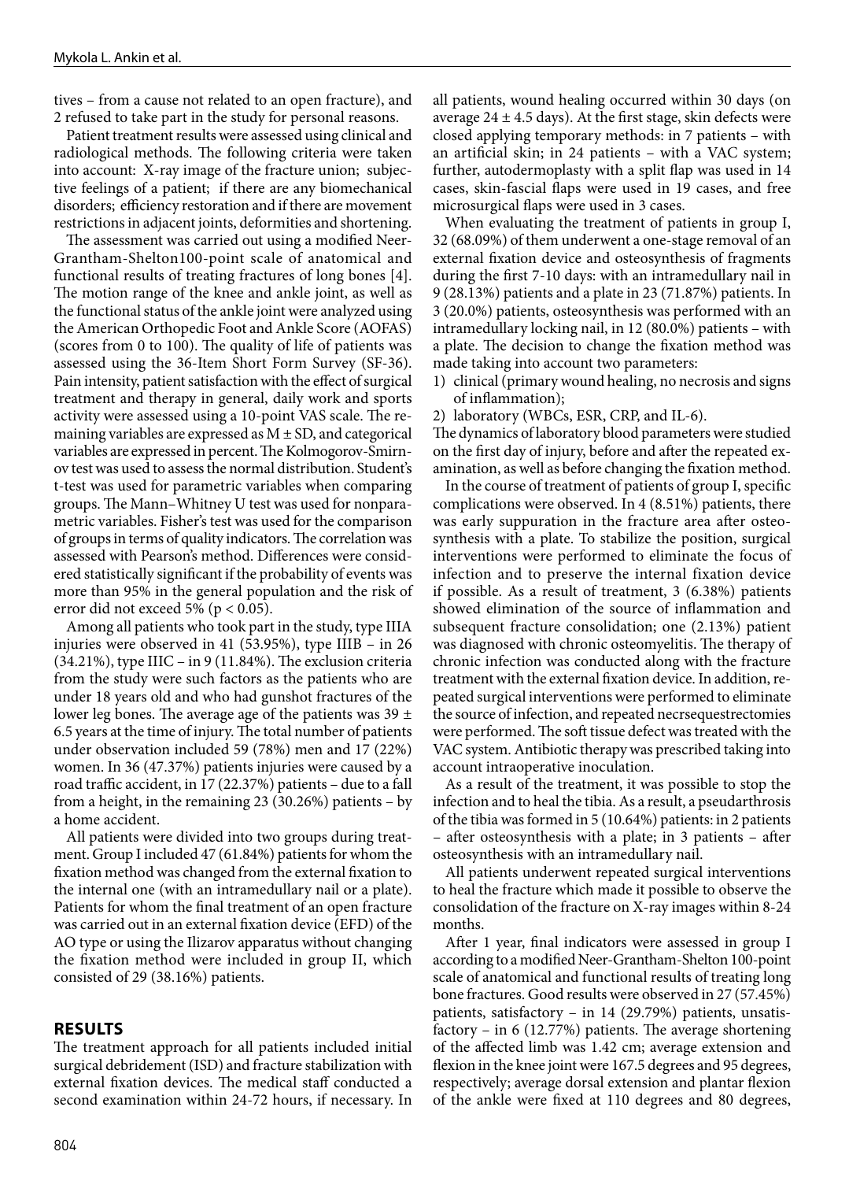tives – from a cause not related to an open fracture), and 2 refused to take part in the study for personal reasons.

Patient treatment results were assessed using clinical and radiological methods. The following criteria were taken into account: X-ray image of the fracture union; subjective feelings of a patient; if there are any biomechanical disorders; efficiency restoration and if there are movement restrictions in adjacent joints, deformities and shortening.

The assessment was carried out using a modified Neer-Grantham-Shelton100-point scale of anatomical and functional results of treating fractures of long bones [4]. The motion range of the knee and ankle joint, as well as the functional status of the ankle joint were analyzed using the American Orthopedic Foot and Ankle Score (AOFAS) (scores from 0 to 100). The quality of life of patients was assessed using the 36-Item Short Form Survey (SF-36). Pain intensity, patient satisfaction with the effect of surgical treatment and therapy in general, daily work and sports activity were assessed using a 10-point VAS scale. The remaining variables are expressed as M ± SD, and categorical variables are expressed in percent. The Kolmogorov-Smirnov test was used to assess the normal distribution. Student's t-test was used for parametric variables when comparing groups. The Mann–Whitney U test was used for nonparametric variables. Fisher's test was used for the comparison of groups in terms of quality indicators. The correlation was assessed with Pearson's method. Differences were considered statistically significant if the probability of events was more than 95% in the general population and the risk of error did not exceed 5% ($p < 0.05$).

Among all patients who took part in the study, type IIIA injuries were observed in 41 (53.95%), type IIIB – in 26 (34.21%), type IIIC – in 9 (11.84%). The exclusion criteria from the study were such factors as the patients who are under 18 years old and who had gunshot fractures of the lower leg bones. The average age of the patients was 39 ± 6.5 years at the time of injury. The total number of patients under observation included 59 (78%) men and 17 (22%) women. In 36 (47.37%) patients injuries were caused by a road traffic accident, in 17 (22.37%) patients – due to a fall from a height, in the remaining 23 (30.26%) patients – by a home accident.

All patients were divided into two groups during treatment. Group I included 47 (61.84%) patients for whom the fixation method was changed from the external fixation to the internal one (with an intramedullary nail or a plate). Patients for whom the final treatment of an open fracture was carried out in an external fixation device (EFD) of the AO type or using the Ilizarov apparatus without changing the fixation method were included in group II, which consisted of 29 (38.16%) patients.

## RESULTS

The treatment approach for all patients included initial surgical debridement (ISD) and fracture stabilization with external fixation devices. The medical staff conducted a second examination within 24-72 hours, if necessary. In all patients, wound healing occurred within 30 days (on average 24 ± 4.5 days). At the first stage, skin defects were closed applying temporary methods: in 7 patients – with an artificial skin; in 24 patients – with a VAC system; further, autodermoplasty with a split flap was used in 14 cases, skin-fascial flaps were used in 19 cases, and free microsurgical flaps were used in 3 cases.

When evaluating the treatment of patients in group I, 32 (68.09%) of them underwent a one-stage removal of an external fixation device and osteosynthesis of fragments during the first 7-10 days: with an intramedullary nail in 9 (28.13%) patients and a plate in 23 (71.87%) patients. In 3 (20.0%) patients, osteosynthesis was performed with an intramedullary locking nail, in 12 (80.0%) patients – with a plate. The decision to change the fixation method was made taking into account two parameters:

1) clinical (primary wound healing, no necrosis and signs of inflammation);
2) laboratory (WBCs, ESR, CRP, and IL-6).

The dynamics of laboratory blood parameters were studied on the first day of injury, before and after the repeated examination, as well as before changing the fixation method.

In the course of treatment of patients of group I, specific complications were observed. In 4 (8.51%) patients, there was early suppuration in the fracture area after osteosynthesis with a plate. To stabilize the position, surgical interventions were performed to eliminate the focus of infection and to preserve the internal fixation device if possible. As a result of treatment, 3 (6.38%) patients showed elimination of the source of inflammation and subsequent fracture consolidation; one (2.13%) patient was diagnosed with chronic osteomyelitis. The therapy of chronic infection was conducted along with the fracture treatment with the external fixation device. In addition, repeated surgical interventions were performed to eliminate the source of infection, and repeated necrsequestrectomies were performed. The soft tissue defect was treated with the VAC system. Antibiotic therapy was prescribed taking into account intraoperative inoculation.

As a result of the treatment, it was possible to stop the infection and to heal the tibia. As a result, a pseudarthrosis of the tibia was formed in 5 (10.64%) patients: in 2 patients – after osteosynthesis with a plate; in 3 patients – after osteosynthesis with an intramedullary nail.

All patients underwent repeated surgical interventions to heal the fracture which made it possible to observe the consolidation of the fracture on X-ray images within 8-24 months.

After 1 year, final indicators were assessed in group I according to a modified Neer-Grantham-Shelton 100-point scale of anatomical and functional results of treating long bone fractures. Good results were observed in 27 (57.45%) patients, satisfactory – in 14 (29.79%) patients, unsatisfactory – in 6 (12.77%) patients. The average shortening of the affected limb was 1.42 cm; average extension and flexion in the knee joint were 167.5 degrees and 95 degrees, respectively; average dorsal extension and plantar flexion of the ankle were fixed at 110 degrees and 80 degrees,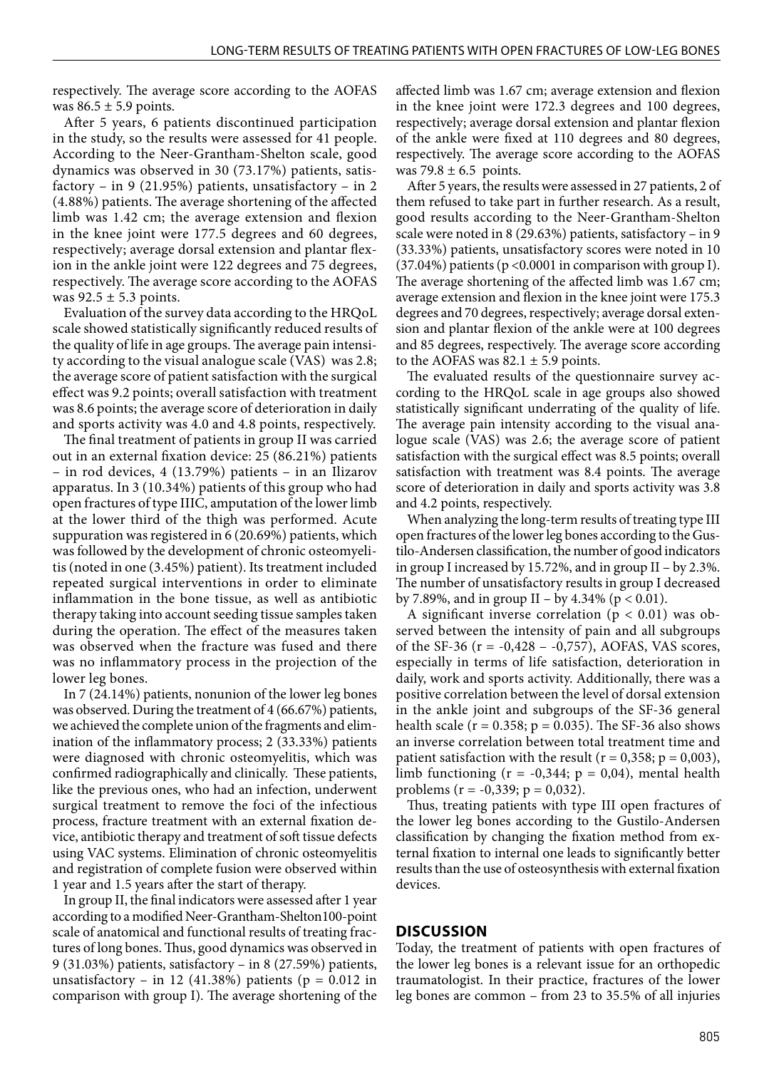respectively. The average score according to the AOFAS was 86.5 ± 5.9 points.

After 5 years, 6 patients discontinued participation in the study, so the results were assessed for 41 people. According to the Neer-Grantham-Shelton scale, good dynamics was observed in 30 (73.17%) patients, satisfactory – in 9 (21.95%) patients, unsatisfactory – in 2 (4.88%) patients. The average shortening of the affected limb was 1.42 cm; the average extension and flexion in the knee joint were 177.5 degrees and 60 degrees, respectively; average dorsal extension and plantar flexion in the ankle joint were 122 degrees and 75 degrees, respectively. The average score according to the AOFAS was 92.5 ± 5.3 points.

Evaluation of the survey data according to the HRQoL scale showed statistically significantly reduced results of the quality of life in age groups. The average pain intensity according to the visual analogue scale (VAS) was 2.8; the average score of patient satisfaction with the surgical effect was 9.2 points; overall satisfaction with treatment was 8.6 points; the average score of deterioration in daily and sports activity was 4.0 and 4.8 points, respectively.

The final treatment of patients in group II was carried out in an external fixation device: 25 (86.21%) patients – in rod devices, 4 (13.79%) patients – in an Ilizarov apparatus. In 3 (10.34%) patients of this group who had open fractures of type IIIC, amputation of the lower limb at the lower third of the thigh was performed. Acute suppuration was registered in 6 (20.69%) patients, which was followed by the development of chronic osteomyelitis (noted in one (3.45%) patient). Its treatment included repeated surgical interventions in order to eliminate inflammation in the bone tissue, as well as antibiotic therapy taking into account seeding tissue samples taken during the operation. The effect of the measures taken was observed when the fracture was fused and there was no inflammatory process in the projection of the lower leg bones.

In 7 (24.14%) patients, nonunion of the lower leg bones was observed. During the treatment of 4 (66.67%) patients, we achieved the complete union of the fragments and elimination of the inflammatory process; 2 (33.33%) patients were diagnosed with chronic osteomyelitis, which was confirmed radiographically and clinically. These patients, like the previous ones, who had an infection, underwent surgical treatment to remove the foci of the infectious process, fracture treatment with an external fixation device, antibiotic therapy and treatment of soft tissue defects using VAC systems. Elimination of chronic osteomyelitis and registration of complete fusion were observed within 1 year and 1.5 years after the start of therapy.

In group II, the final indicators were assessed after 1 year according to a modified Neer-Grantham-Shelton100-point scale of anatomical and functional results of treating fractures of long bones. Thus, good dynamics was observed in 9 (31.03%) patients, satisfactory – in 8 (27.59%) patients, unsatisfactory – in 12 (41.38%) patients ($p = 0.012$ in comparison with group I). The average shortening of the affected limb was 1.67 cm; average extension and flexion in the knee joint were 172.3 degrees and 100 degrees, respectively; average dorsal extension and plantar flexion of the ankle were fixed at 110 degrees and 80 degrees, respectively. The average score according to the AOFAS was 79.8 ± 6.5 points.

After 5 years, the results were assessed in 27 patients, 2 of them refused to take part in further research. As a result, good results according to the Neer-Grantham-Shelton scale were noted in 8 (29.63%) patients, satisfactory – in 9 (33.33%) patients, unsatisfactory scores were noted in 10 (37.04%) patients ($p < 0.0001$ in comparison with group I). The average shortening of the affected limb was 1.67 cm; average extension and flexion in the knee joint were 175.3 degrees and 70 degrees, respectively; average dorsal extension and plantar flexion of the ankle were at 100 degrees and 85 degrees, respectively. The average score according to the AOFAS was 82.1 ± 5.9 points.

The evaluated results of the questionnaire survey according to the HRQoL scale in age groups also showed statistically significant underrating of the quality of life. The average pain intensity according to the visual analogue scale (VAS) was 2.6; the average score of patient satisfaction with the surgical effect was 8.5 points; overall satisfaction with treatment was 8.4 points. The average score of deterioration in daily and sports activity was 3.8 and 4.2 points, respectively.

When analyzing the long-term results of treating type III open fractures of the lower leg bones according to the Gustilo-Andersen classification, the number of good indicators in group I increased by 15.72%, and in group II – by 2.3%. The number of unsatisfactory results in group I decreased by 7.89%, and in group II – by 4.34% ($p < 0.01$).

A significant inverse correlation ($p < 0.01$) was observed between the intensity of pain and all subgroups of the SF-36 ($r = -0{,}428 - -0{,}757$), AOFAS, VAS scores, especially in terms of life satisfaction, deterioration in daily, work and sports activity. Additionally, there was a positive correlation between the level of dorsal extension in the ankle joint and subgroups of the SF-36 general health scale ($r = 0.358$; $p = 0.035$). The SF-36 also shows an inverse correlation between total treatment time and patient satisfaction with the result ($r = 0{,}358$; $p = 0{,}003$), limb functioning ($r = -0{,}344$; $p = 0{,}04$), mental health problems ($r = -0{,}339$; $p = 0{,}032$).

Thus, treating patients with type III open fractures of the lower leg bones according to the Gustilo-Andersen classification by changing the fixation method from external fixation to internal one leads to significantly better results than the use of osteosynthesis with external fixation devices.

## DISCUSSION

Today, the treatment of patients with open fractures of the lower leg bones is a relevant issue for an orthopedic traumatologist. In their practice, fractures of the lower leg bones are common – from 23 to 35.5% of all injuries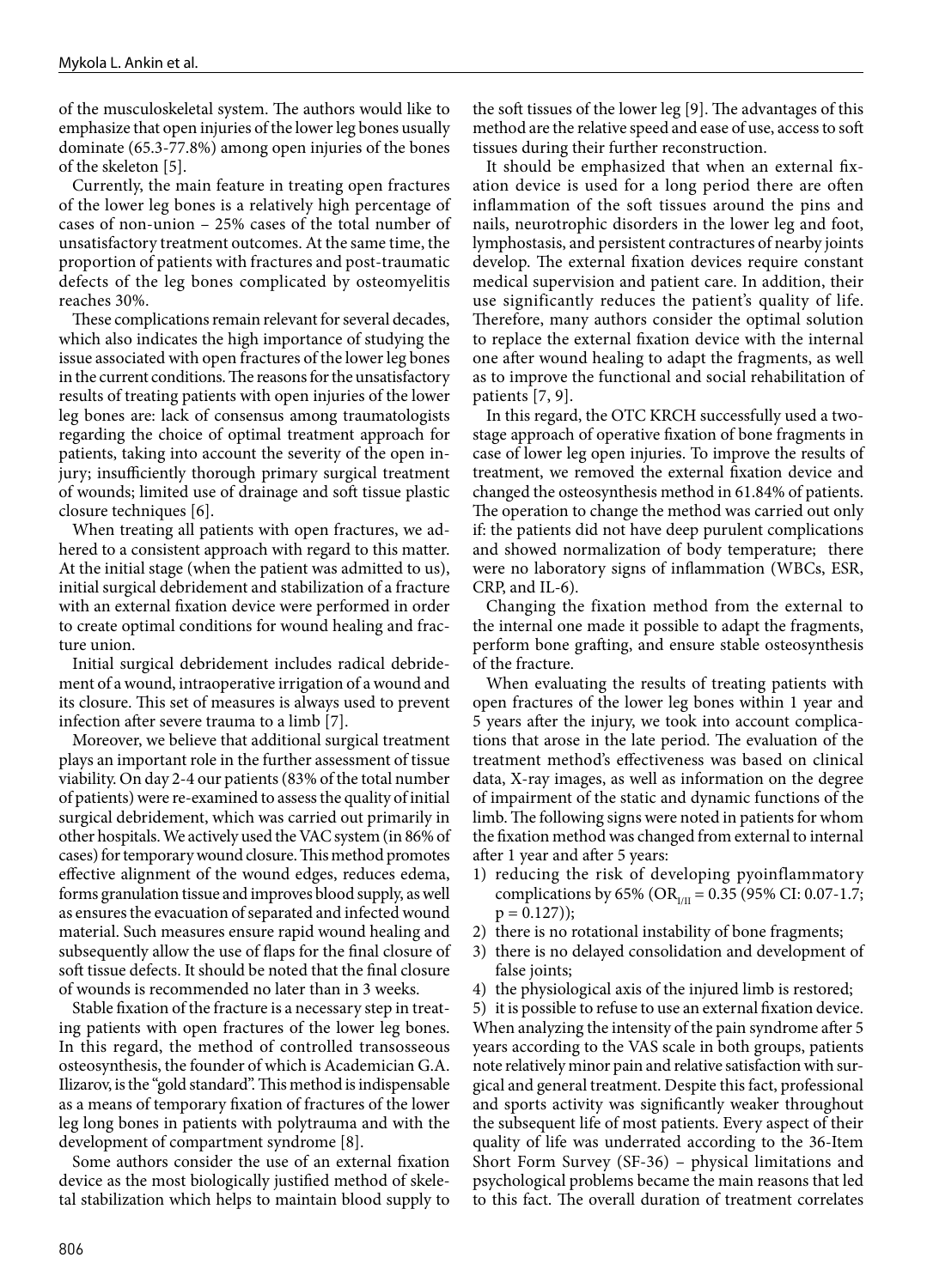of the musculoskeletal system. The authors would like to emphasize that open injuries of the lower leg bones usually dominate (65.3-77.8%) among open injuries of the bones of the skeleton [5].

Currently, the main feature in treating open fractures of the lower leg bones is a relatively high percentage of cases of non-union – 25% cases of the total number of unsatisfactory treatment outcomes. At the same time, the proportion of patients with fractures and post-traumatic defects of the leg bones complicated by osteomyelitis reaches 30%.

These complications remain relevant for several decades, which also indicates the high importance of studying the issue associated with open fractures of the lower leg bones in the current conditions. The reasons for the unsatisfactory results of treating patients with open injuries of the lower leg bones are: lack of consensus among traumatologists regarding the choice of optimal treatment approach for patients, taking into account the severity of the open injury; insufficiently thorough primary surgical treatment of wounds; limited use of drainage and soft tissue plastic closure techniques [6].

When treating all patients with open fractures, we adhered to a consistent approach with regard to this matter. At the initial stage (when the patient was admitted to us), initial surgical debridement and stabilization of a fracture with an external fixation device were performed in order to create optimal conditions for wound healing and fracture union.

Initial surgical debridement includes radical debridement of a wound, intraoperative irrigation of a wound and its closure. This set of measures is always used to prevent infection after severe trauma to a limb [7].

Moreover, we believe that additional surgical treatment plays an important role in the further assessment of tissue viability. On day 2-4 our patients (83% of the total number of patients) were re-examined to assess the quality of initial surgical debridement, which was carried out primarily in other hospitals. We actively used the VAC system (in 86% of cases) for temporary wound closure. This method promotes effective alignment of the wound edges, reduces edema, forms granulation tissue and improves blood supply, as well as ensures the evacuation of separated and infected wound material. Such measures ensure rapid wound healing and subsequently allow the use of flaps for the final closure of soft tissue defects. It should be noted that the final closure of wounds is recommended no later than in 3 weeks.

Stable fixation of the fracture is a necessary step in treating patients with open fractures of the lower leg bones. In this regard, the method of controlled transosseous osteosynthesis, the founder of which is Academician G.A. Ilizarov, is the "gold standard". This method is indispensable as a means of temporary fixation of fractures of the lower leg long bones in patients with polytrauma and with the development of compartment syndrome [8].

Some authors consider the use of an external fixation device as the most biologically justified method of skeletal stabilization which helps to maintain blood supply to the soft tissues of the lower leg [9]. The advantages of this method are the relative speed and ease of use, access to soft tissues during their further reconstruction.

It should be emphasized that when an external fixation device is used for a long period there are often inflammation of the soft tissues around the pins and nails, neurotrophic disorders in the lower leg and foot, lymphostasis, and persistent contractures of nearby joints develop. The external fixation devices require constant medical supervision and patient care. In addition, their use significantly reduces the patient's quality of life. Therefore, many authors consider the optimal solution to replace the external fixation device with the internal one after wound healing to adapt the fragments, as well as to improve the functional and social rehabilitation of patients [7, 9].

In this regard, the OTC KRCH successfully used a two-stage approach of operative fixation of bone fragments in case of lower leg open injuries. To improve the results of treatment, we removed the external fixation device and changed the osteosynthesis method in 61.84% of patients. The operation to change the method was carried out only if: the patients did not have deep purulent complications and showed normalization of body temperature; there were no laboratory signs of inflammation (WBCs, ESR, CRP, and IL-6).

Changing the fixation method from the external to the internal one made it possible to adapt the fragments, perform bone grafting, and ensure stable osteosynthesis of the fracture.

When evaluating the results of treating patients with open fractures of the lower leg bones within 1 year and 5 years after the injury, we took into account complications that arose in the late period. The evaluation of the treatment method's effectiveness was based on clinical data, X-ray images, as well as information on the degree of impairment of the static and dynamic functions of the limb. The following signs were noted in patients for whom the fixation method was changed from external to internal after 1 year and after 5 years:

1) reducing the risk of developing pyoinflammatory complications by 65% ($OR_{I/II}$ = 0.35 (95% CI: 0.07-1.7; $p = 0.127$));
2) there is no rotational instability of bone fragments;
3) there is no delayed consolidation and development of false joints;
4) the physiological axis of the injured limb is restored;
5) it is possible to refuse to use an external fixation device.

When analyzing the intensity of the pain syndrome after 5 years according to the VAS scale in both groups, patients note relatively minor pain and relative satisfaction with surgical and general treatment. Despite this fact, professional and sports activity was significantly weaker throughout the subsequent life of most patients. Every aspect of their quality of life was underrated according to the 36-Item Short Form Survey (SF-36) – physical limitations and psychological problems became the main reasons that led to this fact. The overall duration of treatment correlates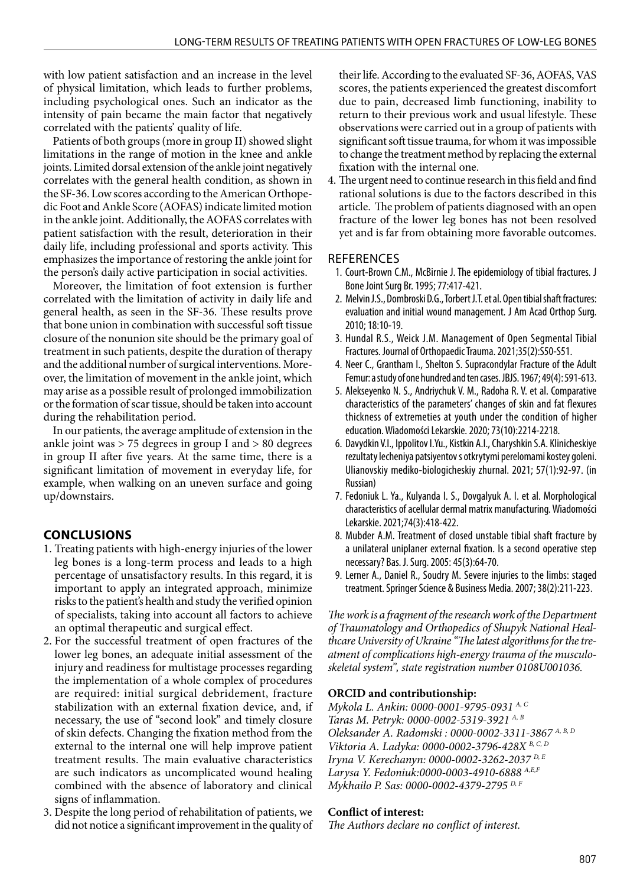with low patient satisfaction and an increase in the level of physical limitation, which leads to further problems, including psychological ones. Such an indicator as the intensity of pain became the main factor that negatively correlated with the patients' quality of life.

Patients of both groups (more in group II) showed slight limitations in the range of motion in the knee and ankle joints. Limited dorsal extension of the ankle joint negatively correlates with the general health condition, as shown in the SF-36. Low scores according to the American Orthopedic Foot and Ankle Score (AOFAS) indicate limited motion in the ankle joint. Additionally, the AOFAS correlates with patient satisfaction with the result, deterioration in their daily life, including professional and sports activity. This emphasizes the importance of restoring the ankle joint for the person's daily active participation in social activities.

Moreover, the limitation of foot extension is further correlated with the limitation of activity in daily life and general health, as seen in the SF-36. These results prove that bone union in combination with successful soft tissue closure of the nonunion site should be the primary goal of treatment in such patients, despite the duration of therapy and the additional number of surgical interventions. Moreover, the limitation of movement in the ankle joint, which may arise as a possible result of prolonged immobilization or the formation of scar tissue, should be taken into account during the rehabilitation period.

In our patients, the average amplitude of extension in the ankle joint was > 75 degrees in group I and > 80 degrees in group II after five years. At the same time, there is a significant limitation of movement in everyday life, for example, when walking on an uneven surface and going up/downstairs.

## CONCLUSIONS

1. Treating patients with high-energy injuries of the lower leg bones is a long-term process and leads to a high percentage of unsatisfactory results. In this regard, it is important to apply an integrated approach, minimize risks to the patient's health and study the verified opinion of specialists, taking into account all factors to achieve an optimal therapeutic and surgical effect.
2. For the successful treatment of open fractures of the lower leg bones, an adequate initial assessment of the injury and readiness for multistage processes regarding the implementation of a whole complex of procedures are required: initial surgical debridement, fracture stabilization with an external fixation device, and, if necessary, the use of "second look" and timely closure of skin defects. Changing the fixation method from the external to the internal one will help improve patient treatment results. The main evaluative characteristics are such indicators as uncomplicated wound healing combined with the absence of laboratory and clinical signs of inflammation.
3. Despite the long period of rehabilitation of patients, we did not notice a significant improvement in the quality of their life. According to the evaluated SF-36, AOFAS, VAS scores, the patients experienced the greatest discomfort due to pain, decreased limb functioning, inability to return to their previous work and usual lifestyle. These observations were carried out in a group of patients with significant soft tissue trauma, for whom it was impossible to change the treatment method by replacing the external fixation with the internal one.
4. The urgent need to continue research in this field and find rational solutions is due to the factors described in this article. The problem of patients diagnosed with an open fracture of the lower leg bones has not been resolved yet and is far from obtaining more favorable outcomes.

## REFERENCES

1. Court-Brown C.M., McBirnie J. The epidemiology of tibial fractures. J Bone Joint Surg Br. 1995; 77:417-421.
2. Melvin J.S., Dombroski D.G., Torbert J.T. et al. Open tibial shaft fractures: evaluation and initial wound management. J Am Acad Orthop Surg. 2010; 18:10-19.
3. Hundal R.S., Weick J.M. Management of Open Segmental Tibial Fractures. Journal of Orthopaedic Trauma. 2021;35(2):S50-S51.
4. Neer C., Grantham I., Shelton S. Supracondylar Fracture of the Adult Femur: a study of one hundred and ten cases. JBJS. 1967; 49(4): 591-613.
5. Alekseyenko N. S., Andriychuk V. M., Radoha R. V. et al. Comparative characteristics of the parameters' changes of skin and fat flexures thickness of extremeties at youth under the condition of higher education. Wiadomości Lekarskie. 2020; 73(10):2214-2218.
6. Davydkin V.I., Ippolitov I.Yu., Kistkin A.I., Charyshkin S.A. Klinicheskiye rezultaty lecheniya patsiyentov s otkrytymi perelomami kostey goleni. Ulianovskiy mediko-biologicheskiy zhurnal. 2021; 57(1):92-97. (in Russian)
7. Fedoniuk L. Ya., Kulyanda I. S., Dovgalyuk A. I. et al. Morphological characteristics of acellular dermal matrix manufacturing. Wiadomości Lekarskie. 2021;74(3):418-422.
8. Mubder A.M. Treatment of closed unstable tibial shaft fracture by a unilateral uniplaner external fixation. Is a second operative step necessary? Bas. J. Surg. 2005: 45(3):64-70.
9. Lerner A., Daniel R., Soudry M. Severe injuries to the limbs: staged treatment. Springer Science & Business Media. 2007; 38(2):211-223.

*The work is a fragment of the research work of the Department of Traumatology and Orthopedics of Shupyk National Healthcare University of Ukraine "The latest algorithms for the treatment of complications high-energy trauma of the musculoskeletal system", state registration number 0108U001036.*

**ORCID and contributionship:**

*Mykola L. Ankin: 0000-0001-9795-0931* [A, C]
*Taras M. Petryk: 0000-0002-5319-3921* [A, B]
*Oleksander A. Radomski : 0000-0002-3311-3867* [A, B, D]
*Viktoria A. Ladyka: 0000-0002-3796-428X* [B, C, D]
*Iryna V. Kerechanyn: 0000-0002-3262-2037* [D, E]
*Larysa Y. Fedoniuk:0000-0003-4910-6888* [A,E,F]
*Mykhailo P. Sas: 0000-0002-4379-2795* [D, F]

**Conflict of interest:**

*The Authors declare no conflict of interest.*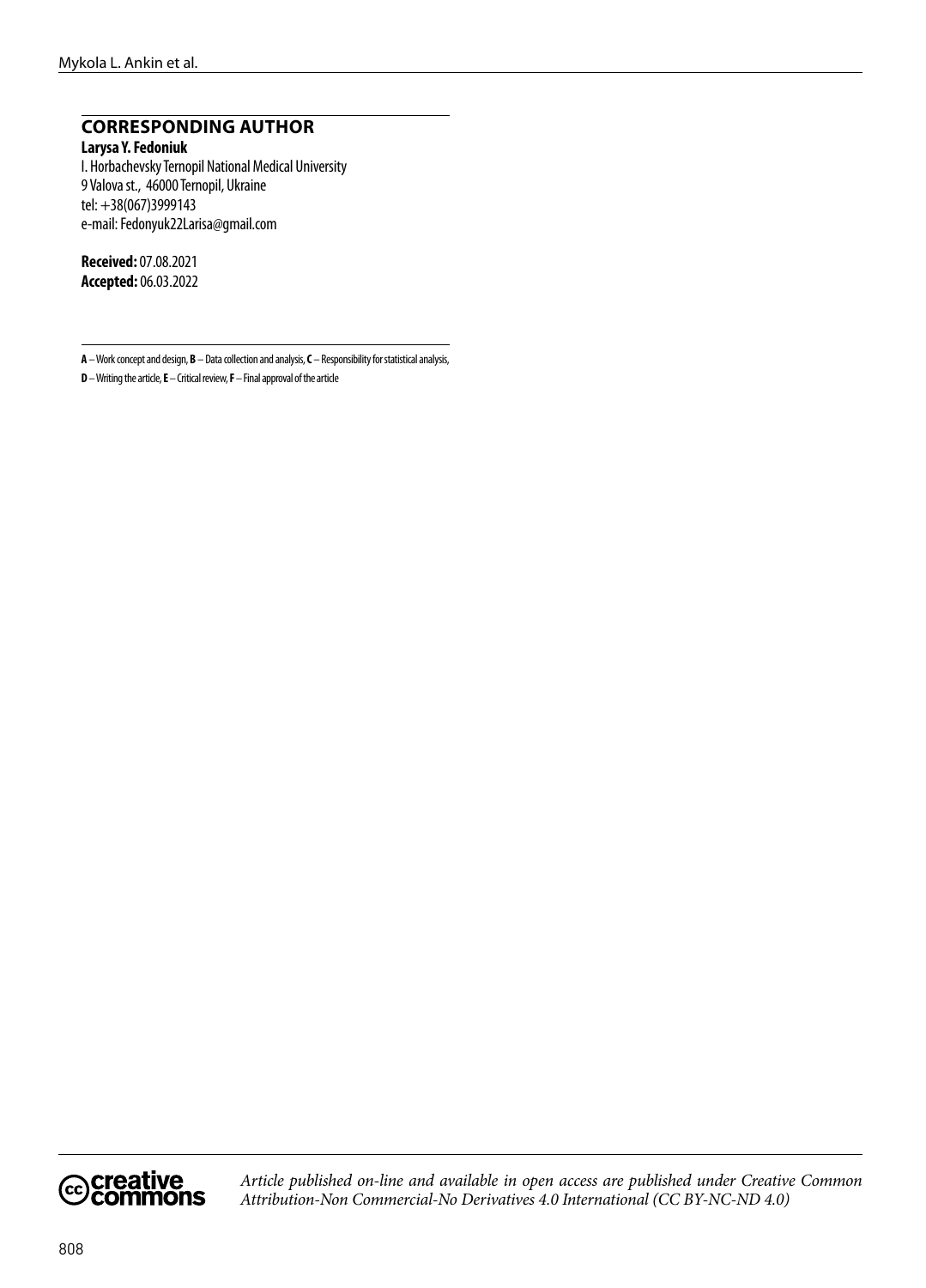## CORRESPONDING AUTHOR

**Larysa Y. Fedoniuk**

I. Horbachevsky Ternopil National Medical University
9 Valova st., 46000 Ternopil, Ukraine
tel: +38(067)3999143
e-mail: Fedonyuk22Larisa@gmail.com

**Received:** 07.08.2021
**Accepted:** 06.03.2022

**A** – Work concept and design, **B** – Data collection and analysis, **C** – Responsibility for statistical analysis,
**D** – Writing the article, **E** – Critical review, **F** – Final approval of the article

*Article published on-line and available in open access are published under Creative Common Attribution-Non Commercial-No Derivatives 4.0 International (CC BY-NC-ND 4.0)*